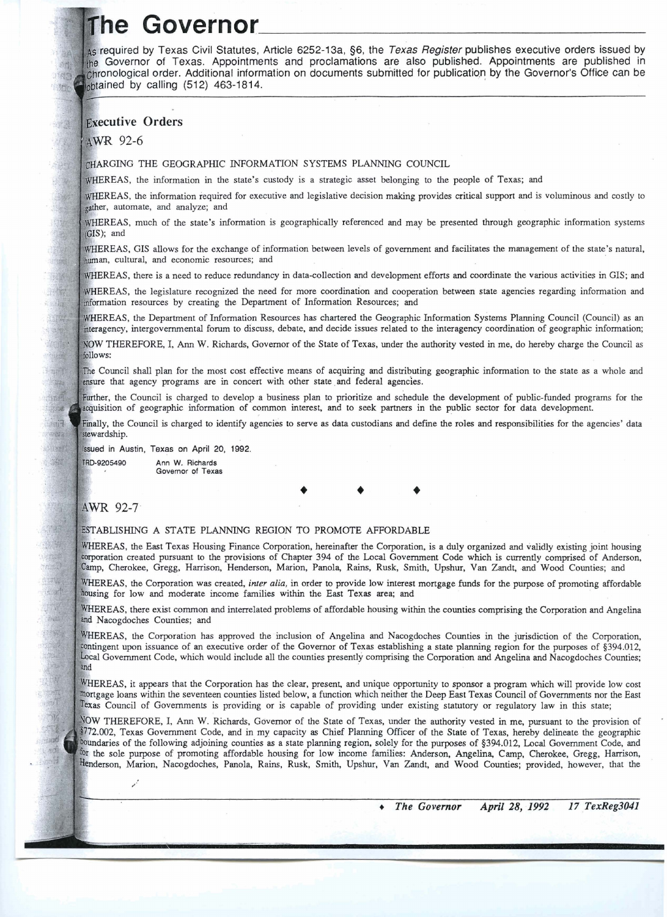# The Governor

As required by Texas Civil Statutes, Article 6252-13a, §6, the *Texas Register* publishes executive orders issued by the Governor of Texas. Appointments and proclamations are also published. Appointments are published in chronological order. Additional information on documents submitted for publication by the Governor's Office can be obtained by calling (512) 463-1814.

## Executive Orders

### AWR 92-6

CHARGING THE GEOGRAPHIC INFORMATION SYSTEMS PLANNING COUNCIL

WHEREAS, the information in the state's custody is a strategic asset belonging to the people of Texas; and

WHEREAS, the information required for executive and legislative decision making provides critical support and is voluminous and costly to gather, automate, and analyze; and

WHEREAS, much of the state's information is geographically referenced and may be presented through geographic information systems (GIS); and

WHEREAS, GIS allows for the exchange of information between levels of government and facilitates the management of the state's natural, human, cultural, and economic resources; and

WHEREAS, there is a need to reduce redundancy in data-collection and development efforts and coordinate the various activities in GIS; and

WHEREAS, the legislature recognized the need for more coordination and cooperation between state agencies regarding information and information resources by creating the Department of Information Resources; and

WHEREAS, the Department of Information Resources has chartered the Geographic Information Systems Planning Council (Council) as an interagency, intergovernmental forum to discuss, debate, and decide issues related to the interagency coordination of geographic information;

NOW THEREFORE, I, Ann W. Richards, Governor of the State of Texas, under the authority vested in me, do hereby charge the Council as follows:

The Council shall plan for the most cost effective means of acquiring and distributing geographic information to the state as a whole and ensure that agency programs are in concert with other state and federal agencies.

Further, the Council is charged to develop a business plan to prioritize and schedule the development of public-funded programs for the acquisition of geographic information of common interest, and to seek partners in the public sector for data development.

Finally, the Council is charged to identify agencies to serve as data custodians and define the roles and responsibilities for the agencies' data stewardship.

Issued in Austin, Texas on April 20, 1992.

TRD-9205490 Ann W. Richards
Governor of Texas

♦ ♦ ♦

### AWR 92-7

ESTABLISHING A STATE PLANNING REGION TO PROMOTE AFFORDABLE

WHEREAS, the East Texas Housing Finance Corporation, hereinafter the Corporation, is a duly organized and validly existing joint housing corporation created pursuant to the provisions of Chapter 394 of the Local Government Code which is currently comprised of Anderson, Camp, Cherokee, Gregg, Harrison, Henderson, Marion, Panola, Rains, Rusk, Smith, Upshur, Van Zandt, and Wood Counties; and

WHEREAS, the Corporation was created, *inter alia,* in order to provide low interest mortgage funds for the purpose of promoting affordable housing for low and moderate income families within the East Texas area; and

WHEREAS, there exist common and interrelated problems of affordable housing within the counties comprising the Corporation and Angelina and Nacogdoches Counties; and

WHEREAS, the Corporation has approved the inclusion of Angelina and Nacogdoches Counties in the jurisdiction of the Corporation, contingent upon issuance of an executive order of the Governor of Texas establishing a state planning region for the purposes of §394.012, Local Government Code, which would include all the counties presently comprising the Corporation and Angelina and Nacogdoches Counties; and

WHEREAS, it appears that the Corporation has the clear, present, and unique opportunity to sponsor a program which will provide low cost mortgage loans within the seventeen counties listed below, a function which neither the Deep East Texas Council of Governments nor the East Texas Council of Governments is providing or is capable of providing under existing statutory or regulatory law in this state;

NOW THEREFORE, I, Ann W. Richards, Governor of the State of Texas, under the authority vested in me, pursuant to the provision of §772.002, Texas Government Code, and in my capacity as Chief Planning Officer of the State of Texas, hereby delineate the geographic boundaries of the following adjoining counties as a state planning region, solely for the purposes of §394.012, Local Government Code, and for the sole purpose of promoting affordable housing for low income families: Anderson, Angelina, Camp, Cherokee, Gregg, Harrison, Henderson, Marion, Nacogdoches, Panola, Rains, Rusk, Smith, Upshur, Van Zandt, and Wood Counties; provided, however, that the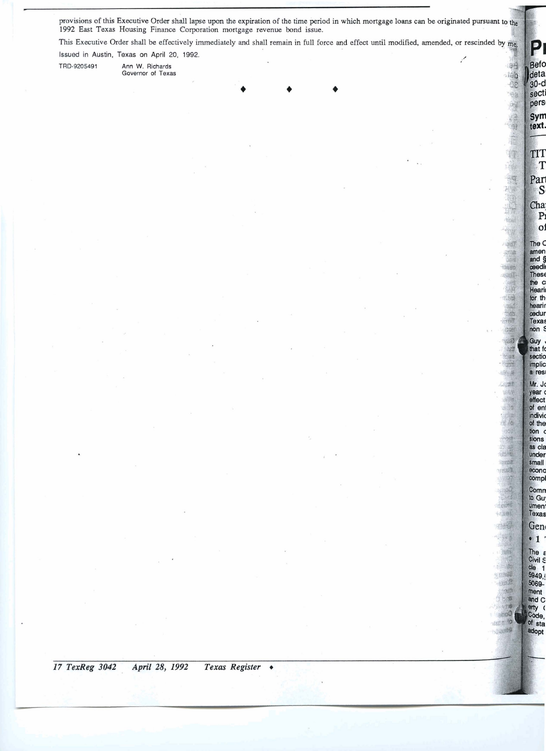provisions of this Executive Order shall lapse upon the expiration of the time period in which mortgage loans can be originated pursuant to the 1992 East Texas Housing Finance Corporation mortgage revenue bond issue.

This Executive Order shall be effectively immediately and shall remain in full force and effect until modified, amended, or rescinded by me.

Issued in Austin, Texas on April 20, 1992.

TRD-9205491 Ann W. Richards
Governor of Texas

◆ ◆ ◆